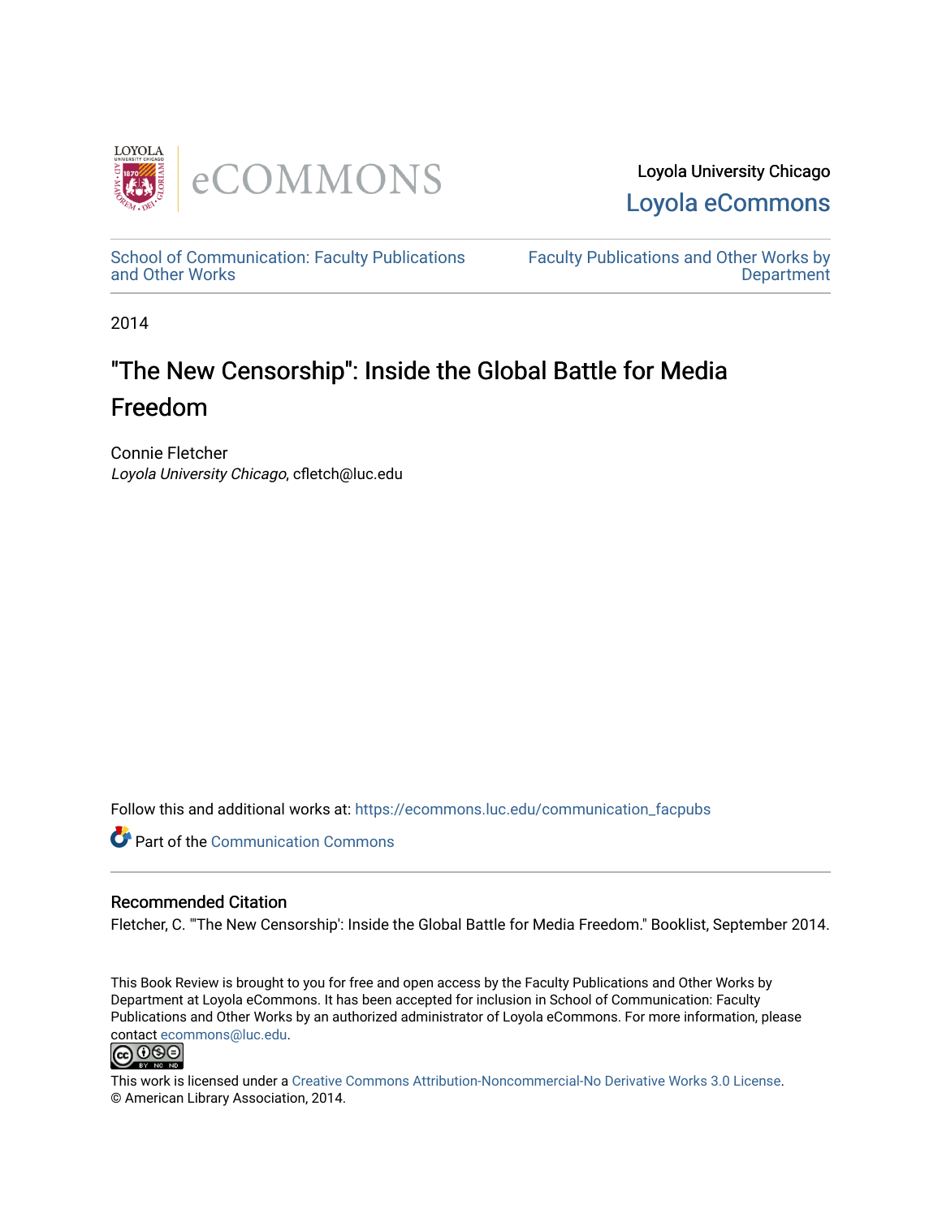Loyola University Chicago

Loyola eCommons

School of Communication: Faculty Publications and Other Works

Faculty Publications and Other Works by Department

2014

# "The New Censorship": Inside the Global Battle for Media Freedom

Connie Fletcher

*Loyola University Chicago*, cfletch@luc.edu

Follow this and additional works at: https://ecommons.luc.edu/communication_facpubs

Part of the Communication Commons

## Recommended Citation

Fletcher, C. "'The New Censorship': Inside the Global Battle for Media Freedom." Booklist, September 2014.

This Book Review is brought to you for free and open access by the Faculty Publications and Other Works by Department at Loyola eCommons. It has been accepted for inclusion in School of Communication: Faculty Publications and Other Works by an authorized administrator of Loyola eCommons. For more information, please contact ecommons@luc.edu.

This work is licensed under a Creative Commons Attribution-Noncommercial-No Derivative Works 3.0 License.
© American Library Association, 2014.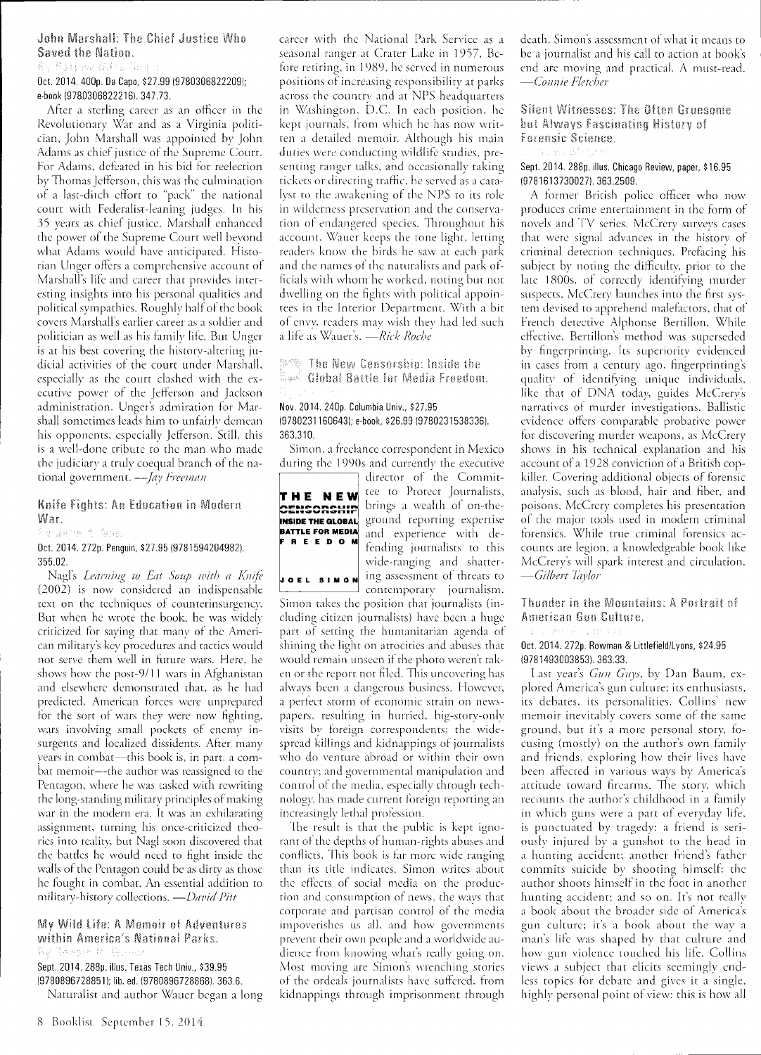## John Marshall: The Chief Justice Who Saved the Nation.

By Harlow Giles Unger.

Oct. 2014. 400p. Da Capo, $27.99 (9780306822209); e-book (9780306822216). 347.73.

After a sterling career as an officer in the Revolutionary War and as a Virginia politician, John Marshall was appointed by John Adams as chief justice of the Supreme Court. For Adams, defeated in his bid for reelection by Thomas Jefferson, this was the culmination of a last-ditch effort to "pack" the national court with Federalist-leaning judges. In his 35 years as chief justice, Marshall enhanced the power of the Supreme Court well beyond what Adams would have anticipated. Historian Unger offers a comprehensive account of Marshall's life and career that provides interesting insights into his personal qualities and political sympathies. Roughly half of the book covers Marshall's earlier career as a soldier and politician as well as his family life. But Unger is at his best covering the history-altering judicial activities of the court under Marshall, especially as the court clashed with the executive power of the Jefferson and Jackson administration. Unger's admiration for Marshall sometimes leads him to unfairly demean his opponents, especially Jefferson. Still, this is a well-done tribute to the man who made the judiciary a truly coequal branch of the national government. *—Jay Freeman*

## Knife Fights: An Education in Modern War.

By John A. Nagl.

Oct. 2014. 272p. Penguin, $27.95 (9781594204982). 355.02.

Nagl's *Learning to Eat Soup with a Knife* (2002) is now considered an indispensable text on the techniques of counterinsurgency. But when he wrote the book, he was widely criticized for saying that many of the American military's key procedures and tactics would not serve them well in future wars. Here, he shows how the post-9/11 wars in Afghanistan and elsewhere demonstrated that, as he had predicted, American forces were unprepared for the sort of wars they were now fighting, wars involving small pockets of enemy insurgents and localized dissidents. After many years in combat—this book is, in part, a combat memoir—the author was reassigned to the Pentagon, where he was tasked with rewriting the long-standing military principles of making war in the modern era. It was an exhilarating assignment, turning his once-criticized theories into reality, but Nagl soon discovered that the battles he would need to fight inside the walls of the Pentagon could be as dirty as those he fought in combat. An essential addition to military-history collections. *—David Pitt*

## My Wild Life: A Memoir of Adventures within America's National Parks.

By Roland H. Wauer.

Sept. 2014. 288p. illus. Texas Tech Univ., $39.95 (9780896728851); lib. ed. (9780896728868). 363.6.

Naturalist and author Wauer began a long career with the National Park Service as a seasonal ranger at Crater Lake in 1957. Before retiring, in 1989, he served in numerous positions of increasing responsibility at parks across the country and at NPS headquarters in Washington, D.C. In each position, he kept journals, from which he has now written a detailed memoir. Although his main duties were conducting wildlife studies, presenting ranger talks, and occasionally taking tickets or directing traffic, he served as a catalyst to the awakening of the NPS to its role in wilderness preservation and the conservation of endangered species. Throughout his account, Wauer keeps the tone light, letting readers know the birds he saw at each park and the names of the naturalists and park officials with whom he worked, noting but not dwelling on the fights with political appointees in the Interior Department. With a bit of envy, readers may wish they had led such a life as Wauer's. *—Rick Roche*

## The New Censorship: Inside the Global Battle for Media Freedom.

By Joel Simon.

Nov. 2014. 240p. Columbia Univ., $27.95 (9780231160643); e-book, $26.99 (9780231538336). 363.310.

Simon, a freelance correspondent in Mexico during the 1990s and currently the executive director of the Committee to Protect Journalists, brings a wealth of on-the-ground reporting expertise and experience with defending journalists to this wide-ranging and shattering assessment of threats to contemporary journalism. Simon takes the position that journalists (including citizen journalists) have been a huge part of setting the humanitarian agenda of shining the light on atrocities and abuses that would remain unseen if the photo weren't taken or the report not filed. This uncovering has always been a dangerous business. However, a perfect storm of economic strain on newspapers, resulting in hurried, big-story-only visits by foreign correspondents; the widespread killings and kidnappings of journalists who do venture abroad or within their own country; and governmental manipulation and control of the media, especially through technology, has made current foreign reporting an increasingly lethal profession.

The result is that the public is kept ignorant of the depths of human-rights abuses and conflicts. This book is far more wide ranging than its title indicates. Simon writes about the effects of social media on the production and consumption of news, the ways that corporate and partisan control of the media impoverishes us all, and how governments prevent their own people and a worldwide audience from knowing what's really going on. Most moving are Simon's wrenching stories of the ordeals journalists have suffered, from kidnappings through imprisonment through death. Simon's assessment of what it means to be a journalist and his call to action at book's end are moving and practical. A must-read. *—Connie Fletcher*

## Silent Witnesses: The Often Gruesome but Always Fascinating History of Forensic Science.

By Nigel McCrery.

Sept. 2014. 288p. illus. Chicago Review, paper, $16.95 (9781613730027). 363.2509.

A former British police officer who now produces crime entertainment in the form of novels and TV series, McCrery surveys cases that were signal advances in the history of criminal detection techniques. Prefacing his subject by noting the difficulty, prior to the late 1800s, of correctly identifying murder suspects, McCrery launches into the first system devised to apprehend malefactors, that of French detective Alphonse Bertillon. While effective, Bertillon's method was superseded by fingerprinting. Its superiority evidenced in cases from a century ago, fingerprinting's quality of identifying unique individuals, like that of DNA today, guides McCrery's narratives of murder investigations. Ballistic evidence offers comparable probative power for discovering murder weapons, as McCrery shows in his technical explanation and his account of a 1928 conviction of a British cop-killer. Covering additional objects of forensic analysis, such as blood, hair and fiber, and poisons, McCrery completes his presentation of the major tools used in modern criminal forensics. While true criminal forensics accounts are legion, a knowledgeable book like McCrery's will spark interest and circulation. *—Gilbert Taylor*

## Thunder in the Mountains: A Portrait of American Gun Culture.

By J. Andrew Collins.

Oct. 2014. 272p. Rowman & Littlefield/Lyons, $24.95 (9781493003853). 363.33.

Last year's *Gun Guys*, by Dan Baum, explored America's gun culture: its enthusiasts, its debates, its personalities. Collins' new memoir inevitably covers some of the same ground, but it's a more personal story, focusing (mostly) on the author's own family and friends, exploring how their lives have been affected in various ways by America's attitude toward firearms. The story, which recounts the author's childhood in a family in which guns were a part of everyday life, is punctuated by tragedy: a friend is seriously injured by a gunshot to the head in a hunting accident; another friend's father commits suicide by shooting himself; the author shoots himself in the foot in another hunting accident; and so on. It's not really a book about the broader side of America's gun culture; it's a book about the way a man's life was shaped by that culture and how gun violence touched his life. Collins views a subject that elicits seemingly endless topics for debate and gives it a single, highly personal point of view: this is how all